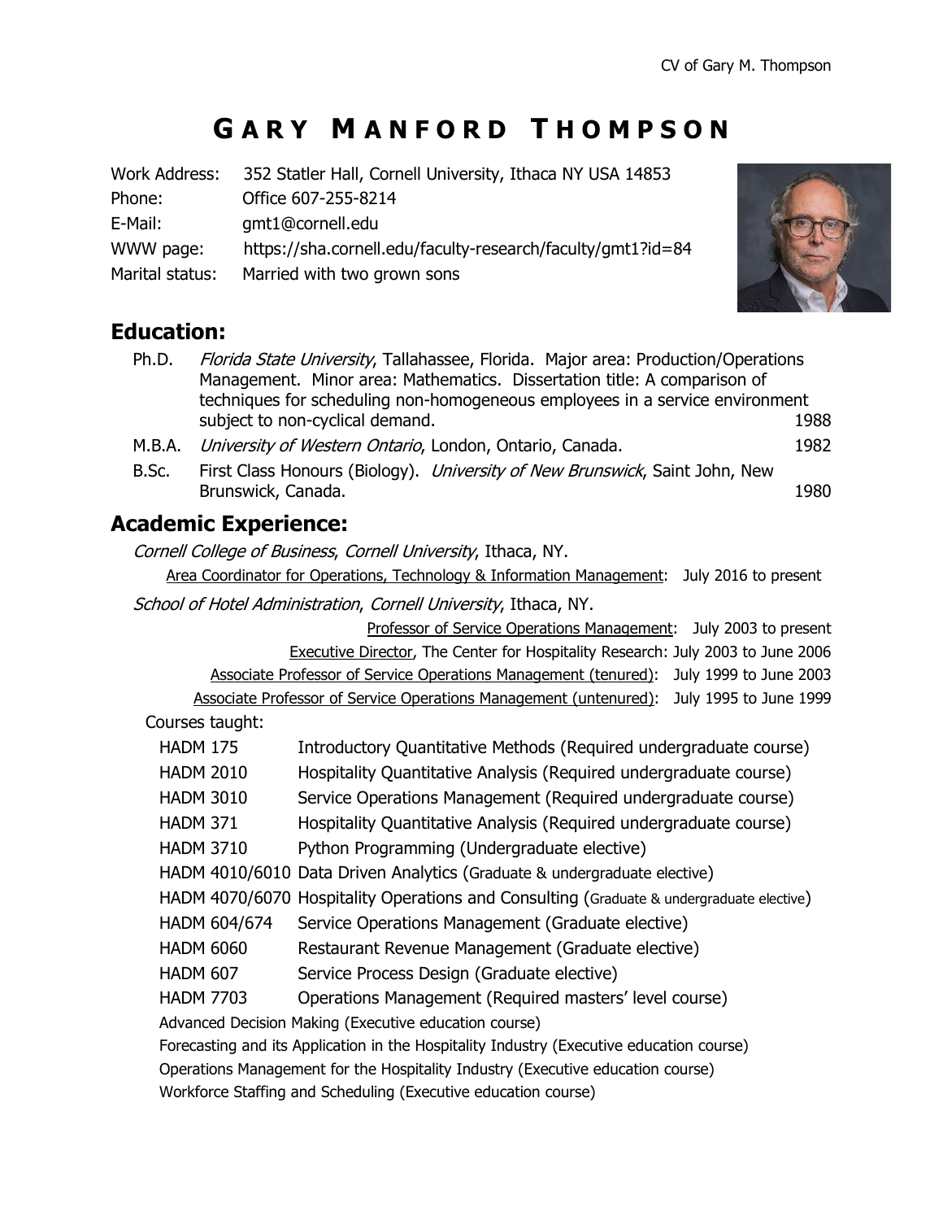# GARY MANFORD THOMPSON

Work Address: 352 Statler Hall, Cornell University, Ithaca NY USA 14853
Phone: Office 607-255-8214
E-Mail: gmt1@cornell.edu
WWW page: https://sha.cornell.edu/faculty-research/faculty/gmt1?id=84
Marital status: Married with two grown sons

## Education:

- Ph.D. *Florida State University*, Tallahassee, Florida. Major area: Production/Operations Management. Minor area: Mathematics. Dissertation title: A comparison of techniques for scheduling non-homogeneous employees in a service environment subject to non-cyclical demand. 1988
- M.B.A. *University of Western Ontario*, London, Ontario, Canada. 1982
- B.Sc. First Class Honours (Biology). *University of New Brunswick*, Saint John, New Brunswick, Canada. 1980

## Academic Experience:

*Cornell College of Business*, *Cornell University*, Ithaca, NY.

Area Coordinator for Operations, Technology & Information Management: July 2016 to present

*School of Hotel Administration*, *Cornell University*, Ithaca, NY.

Professor of Service Operations Management: July 2003 to present
Executive Director, The Center for Hospitality Research: July 2003 to June 2006
Associate Professor of Service Operations Management (tenured): July 1999 to June 2003
Associate Professor of Service Operations Management (untenured): July 1995 to June 1999

Courses taught:

| | |
|---|---|
| HADM 175 | Introductory Quantitative Methods (Required undergraduate course) |
| HADM 2010 | Hospitality Quantitative Analysis (Required undergraduate course) |
| HADM 3010 | Service Operations Management (Required undergraduate course) |
| HADM 371 | Hospitality Quantitative Analysis (Required undergraduate course) |
| HADM 3710 | Python Programming (Undergraduate elective) |
| HADM 4010/6010 | Data Driven Analytics (Graduate & undergraduate elective) |
| HADM 4070/6070 | Hospitality Operations and Consulting (Graduate & undergraduate elective) |
| HADM 604/674 | Service Operations Management (Graduate elective) |
| HADM 6060 | Restaurant Revenue Management (Graduate elective) |
| HADM 607 | Service Process Design (Graduate elective) |
| HADM 7703 | Operations Management (Required masters' level course) |

Advanced Decision Making (Executive education course)
Forecasting and its Application in the Hospitality Industry (Executive education course)
Operations Management for the Hospitality Industry (Executive education course)
Workforce Staffing and Scheduling (Executive education course)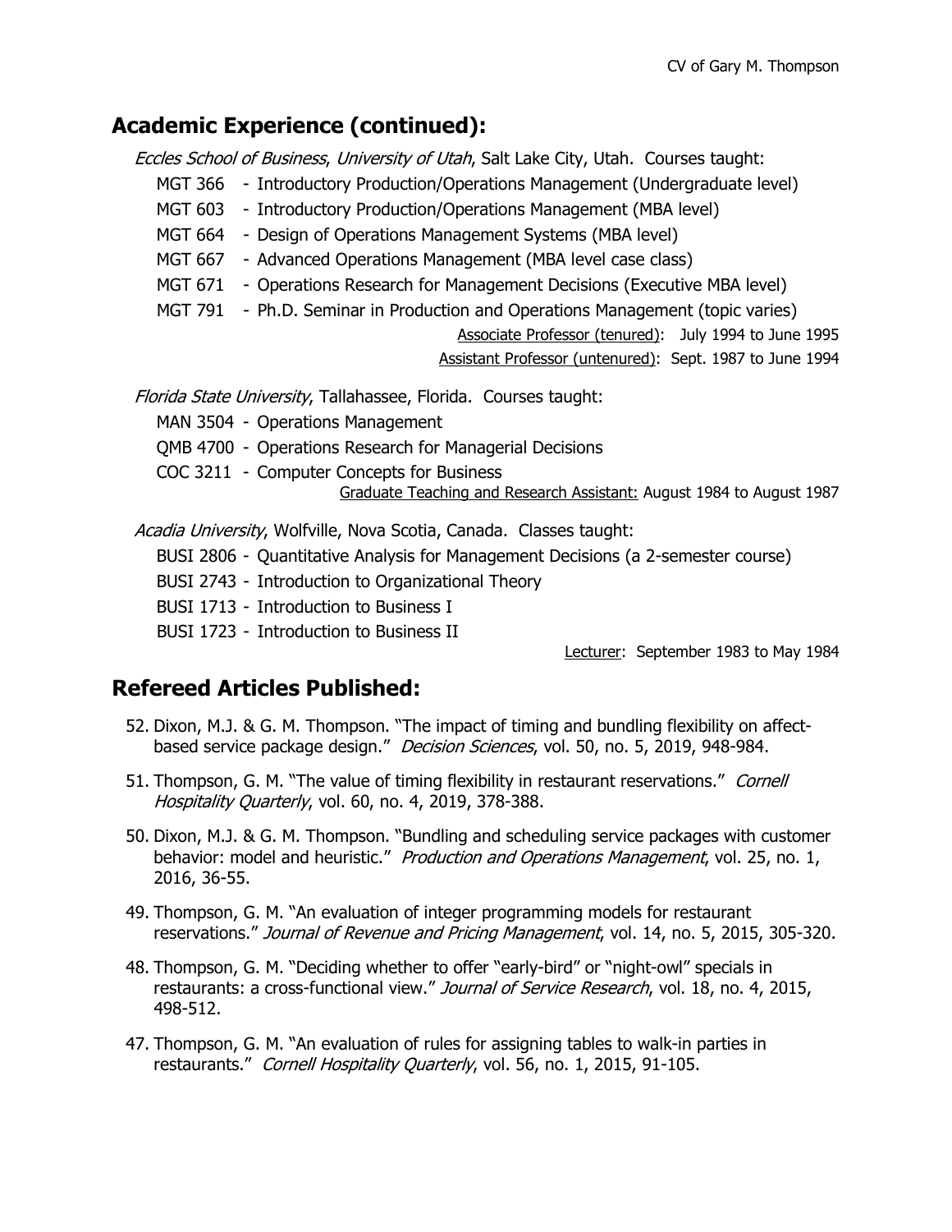## Academic Experience (continued):

*Eccles School of Business*, *University of Utah*, Salt Lake City, Utah. Courses taught:

- MGT 366 - Introductory Production/Operations Management (Undergraduate level)
- MGT 603 - Introductory Production/Operations Management (MBA level)
- MGT 664 - Design of Operations Management Systems (MBA level)
- MGT 667 - Advanced Operations Management (MBA level case class)
- MGT 671 - Operations Research for Management Decisions (Executive MBA level)
- MGT 791 - Ph.D. Seminar in Production and Operations Management (topic varies)

Associate Professor (tenured): July 1994 to June 1995

Assistant Professor (untenured): Sept. 1987 to June 1994

*Florida State University*, Tallahassee, Florida. Courses taught:

- MAN 3504 - Operations Management
- QMB 4700 - Operations Research for Managerial Decisions
- COC 3211 - Computer Concepts for Business

Graduate Teaching and Research Assistant: August 1984 to August 1987

*Acadia University*, Wolfville, Nova Scotia, Canada. Classes taught:

- BUSI 2806 - Quantitative Analysis for Management Decisions (a 2-semester course)
- BUSI 2743 - Introduction to Organizational Theory
- BUSI 1713 - Introduction to Business I
- BUSI 1723 - Introduction to Business II

Lecturer: September 1983 to May 1984

## Refereed Articles Published:

52. Dixon, M.J. & G. M. Thompson. "The impact of timing and bundling flexibility on affect-based service package design." *Decision Sciences*, vol. 50, no. 5, 2019, 948-984.

51. Thompson, G. M. "The value of timing flexibility in restaurant reservations." *Cornell Hospitality Quarterly*, vol. 60, no. 4, 2019, 378-388.

50. Dixon, M.J. & G. M. Thompson. "Bundling and scheduling service packages with customer behavior: model and heuristic." *Production and Operations Management*, vol. 25, no. 1, 2016, 36-55.

49. Thompson, G. M. "An evaluation of integer programming models for restaurant reservations." *Journal of Revenue and Pricing Management*, vol. 14, no. 5, 2015, 305-320.

48. Thompson, G. M. "Deciding whether to offer "early-bird" or "night-owl" specials in restaurants: a cross-functional view." *Journal of Service Research*, vol. 18, no. 4, 2015, 498-512.

47. Thompson, G. M. "An evaluation of rules for assigning tables to walk-in parties in restaurants." *Cornell Hospitality Quarterly*, vol. 56, no. 1, 2015, 91-105.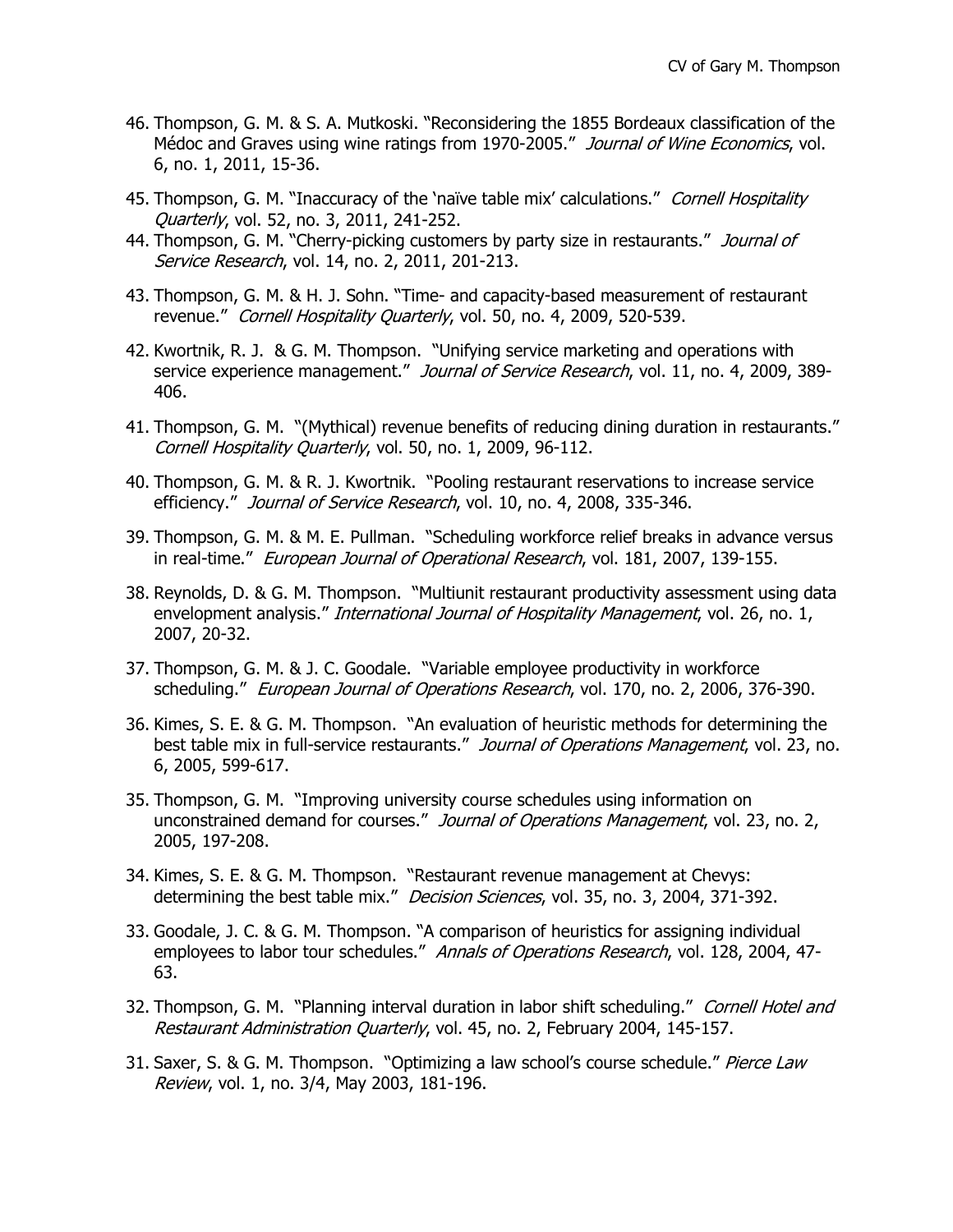46. Thompson, G. M. & S. A. Mutkoski. "Reconsidering the 1855 Bordeaux classification of the Médoc and Graves using wine ratings from 1970-2005." *Journal of Wine Economics*, vol. 6, no. 1, 2011, 15-36.

45. Thompson, G. M. "Inaccuracy of the 'naïve table mix' calculations." *Cornell Hospitality Quarterly*, vol. 52, no. 3, 2011, 241-252.

44. Thompson, G. M. "Cherry-picking customers by party size in restaurants." *Journal of Service Research*, vol. 14, no. 2, 2011, 201-213.

43. Thompson, G. M. & H. J. Sohn. "Time- and capacity-based measurement of restaurant revenue." *Cornell Hospitality Quarterly*, vol. 50, no. 4, 2009, 520-539.

42. Kwortnik, R. J. & G. M. Thompson. "Unifying service marketing and operations with service experience management." *Journal of Service Research*, vol. 11, no. 4, 2009, 389-406.

41. Thompson, G. M. "(Mythical) revenue benefits of reducing dining duration in restaurants." *Cornell Hospitality Quarterly*, vol. 50, no. 1, 2009, 96-112.

40. Thompson, G. M. & R. J. Kwortnik. "Pooling restaurant reservations to increase service efficiency." *Journal of Service Research*, vol. 10, no. 4, 2008, 335-346.

39. Thompson, G. M. & M. E. Pullman. "Scheduling workforce relief breaks in advance versus in real-time." *European Journal of Operational Research*, vol. 181, 2007, 139-155.

38. Reynolds, D. & G. M. Thompson. "Multiunit restaurant productivity assessment using data envelopment analysis." *International Journal of Hospitality Management*, vol. 26, no. 1, 2007, 20-32.

37. Thompson, G. M. & J. C. Goodale. "Variable employee productivity in workforce scheduling." *European Journal of Operations Research*, vol. 170, no. 2, 2006, 376-390.

36. Kimes, S. E. & G. M. Thompson. "An evaluation of heuristic methods for determining the best table mix in full-service restaurants." *Journal of Operations Management*, vol. 23, no. 6, 2005, 599-617.

35. Thompson, G. M. "Improving university course schedules using information on unconstrained demand for courses." *Journal of Operations Management*, vol. 23, no. 2, 2005, 197-208.

34. Kimes, S. E. & G. M. Thompson. "Restaurant revenue management at Chevys: determining the best table mix." *Decision Sciences*, vol. 35, no. 3, 2004, 371-392.

33. Goodale, J. C. & G. M. Thompson. "A comparison of heuristics for assigning individual employees to labor tour schedules." *Annals of Operations Research*, vol. 128, 2004, 47-63.

32. Thompson, G. M. "Planning interval duration in labor shift scheduling." *Cornell Hotel and Restaurant Administration Quarterly*, vol. 45, no. 2, February 2004, 145-157.

31. Saxer, S. & G. M. Thompson. "Optimizing a law school's course schedule." *Pierce Law Review*, vol. 1, no. 3/4, May 2003, 181-196.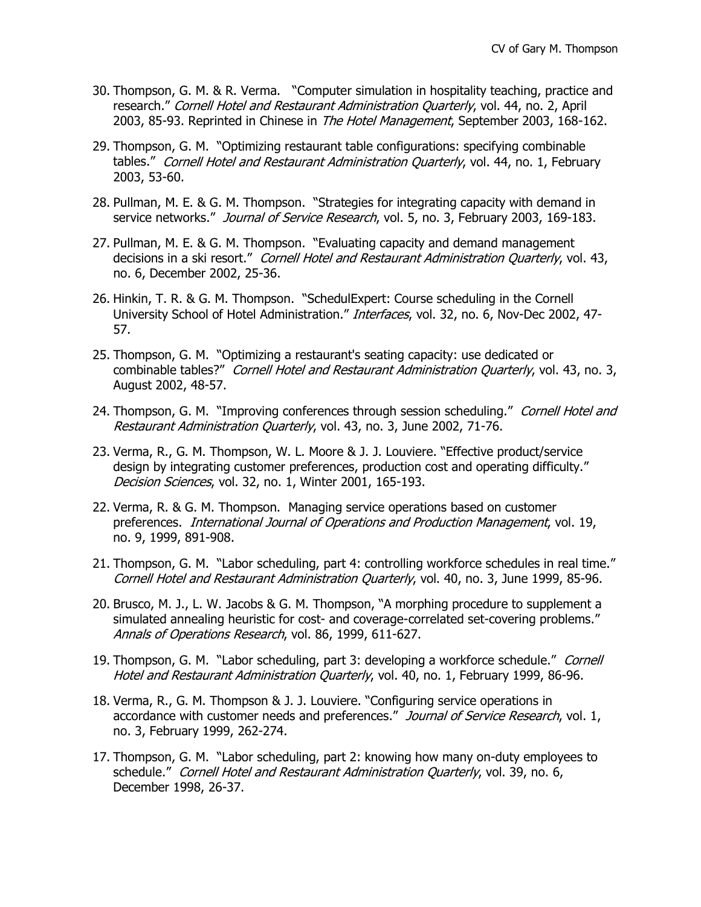30. Thompson, G. M. & R. Verma. "Computer simulation in hospitality teaching, practice and research." *Cornell Hotel and Restaurant Administration Quarterly*, vol. 44, no. 2, April 2003, 85-93. Reprinted in Chinese in *The Hotel Management*, September 2003, 168-162.

29. Thompson, G. M. "Optimizing restaurant table configurations: specifying combinable tables." *Cornell Hotel and Restaurant Administration Quarterly*, vol. 44, no. 1, February 2003, 53-60.

28. Pullman, M. E. & G. M. Thompson. "Strategies for integrating capacity with demand in service networks." *Journal of Service Research*, vol. 5, no. 3, February 2003, 169-183.

27. Pullman, M. E. & G. M. Thompson. "Evaluating capacity and demand management decisions in a ski resort." *Cornell Hotel and Restaurant Administration Quarterly*, vol. 43, no. 6, December 2002, 25-36.

26. Hinkin, T. R. & G. M. Thompson. "SchedulExpert: Course scheduling in the Cornell University School of Hotel Administration." *Interfaces*, vol. 32, no. 6, Nov-Dec 2002, 47-57.

25. Thompson, G. M. "Optimizing a restaurant's seating capacity: use dedicated or combinable tables?" *Cornell Hotel and Restaurant Administration Quarterly*, vol. 43, no. 3, August 2002, 48-57.

24. Thompson, G. M. "Improving conferences through session scheduling." *Cornell Hotel and Restaurant Administration Quarterly*, vol. 43, no. 3, June 2002, 71-76.

23. Verma, R., G. M. Thompson, W. L. Moore & J. J. Louviere. "Effective product/service design by integrating customer preferences, production cost and operating difficulty." *Decision Sciences*, vol. 32, no. 1, Winter 2001, 165-193.

22. Verma, R. & G. M. Thompson. Managing service operations based on customer preferences. *International Journal of Operations and Production Management*, vol. 19, no. 9, 1999, 891-908.

21. Thompson, G. M. "Labor scheduling, part 4: controlling workforce schedules in real time." *Cornell Hotel and Restaurant Administration Quarterly*, vol. 40, no. 3, June 1999, 85-96.

20. Brusco, M. J., L. W. Jacobs & G. M. Thompson, "A morphing procedure to supplement a simulated annealing heuristic for cost- and coverage-correlated set-covering problems." *Annals of Operations Research*, vol. 86, 1999, 611-627.

19. Thompson, G. M. "Labor scheduling, part 3: developing a workforce schedule." *Cornell Hotel and Restaurant Administration Quarterly*, vol. 40, no. 1, February 1999, 86-96.

18. Verma, R., G. M. Thompson & J. J. Louviere. "Configuring service operations in accordance with customer needs and preferences." *Journal of Service Research*, vol. 1, no. 3, February 1999, 262-274.

17. Thompson, G. M. "Labor scheduling, part 2: knowing how many on-duty employees to schedule." *Cornell Hotel and Restaurant Administration Quarterly*, vol. 39, no. 6, December 1998, 26-37.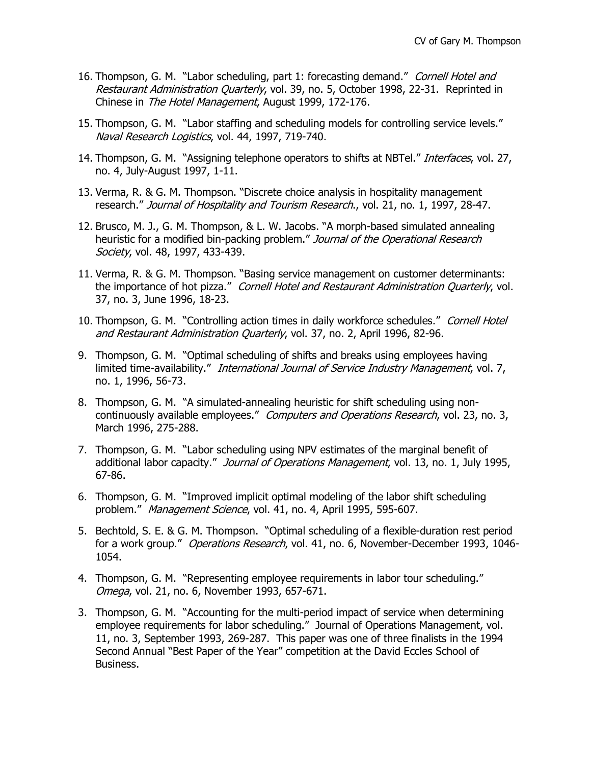16. Thompson, G. M. "Labor scheduling, part 1: forecasting demand." *Cornell Hotel and Restaurant Administration Quarterly*, vol. 39, no. 5, October 1998, 22-31. Reprinted in Chinese in *The Hotel Management*, August 1999, 172-176.

15. Thompson, G. M. "Labor staffing and scheduling models for controlling service levels." *Naval Research Logistics*, vol. 44, 1997, 719-740.

14. Thompson, G. M. "Assigning telephone operators to shifts at NBTel." *Interfaces*, vol. 27, no. 4, July-August 1997, 1-11.

13. Verma, R. & G. M. Thompson. "Discrete choice analysis in hospitality management research." *Journal of Hospitality and Tourism Research.*, vol. 21, no. 1, 1997, 28-47.

12. Brusco, M. J., G. M. Thompson, & L. W. Jacobs. "A morph-based simulated annealing heuristic for a modified bin-packing problem." *Journal of the Operational Research Society*, vol. 48, 1997, 433-439.

11. Verma, R. & G. M. Thompson. "Basing service management on customer determinants: the importance of hot pizza." *Cornell Hotel and Restaurant Administration Quarterly*, vol. 37, no. 3, June 1996, 18-23.

10. Thompson, G. M. "Controlling action times in daily workforce schedules." *Cornell Hotel and Restaurant Administration Quarterly*, vol. 37, no. 2, April 1996, 82-96.

9. Thompson, G. M. "Optimal scheduling of shifts and breaks using employees having limited time-availability." *International Journal of Service Industry Management*, vol. 7, no. 1, 1996, 56-73.

8. Thompson, G. M. "A simulated-annealing heuristic for shift scheduling using non-continuously available employees." *Computers and Operations Research*, vol. 23, no. 3, March 1996, 275-288.

7. Thompson, G. M. "Labor scheduling using NPV estimates of the marginal benefit of additional labor capacity." *Journal of Operations Management*, vol. 13, no. 1, July 1995, 67-86.

6. Thompson, G. M. "Improved implicit optimal modeling of the labor shift scheduling problem." *Management Science*, vol. 41, no. 4, April 1995, 595-607.

5. Bechtold, S. E. & G. M. Thompson. "Optimal scheduling of a flexible-duration rest period for a work group." *Operations Research*, vol. 41, no. 6, November-December 1993, 1046-1054.

4. Thompson, G. M. "Representing employee requirements in labor tour scheduling." *Omega*, vol. 21, no. 6, November 1993, 657-671.

3. Thompson, G. M. "Accounting for the multi-period impact of service when determining employee requirements for labor scheduling." Journal of Operations Management, vol. 11, no. 3, September 1993, 269-287. This paper was one of three finalists in the 1994 Second Annual "Best Paper of the Year" competition at the David Eccles School of Business.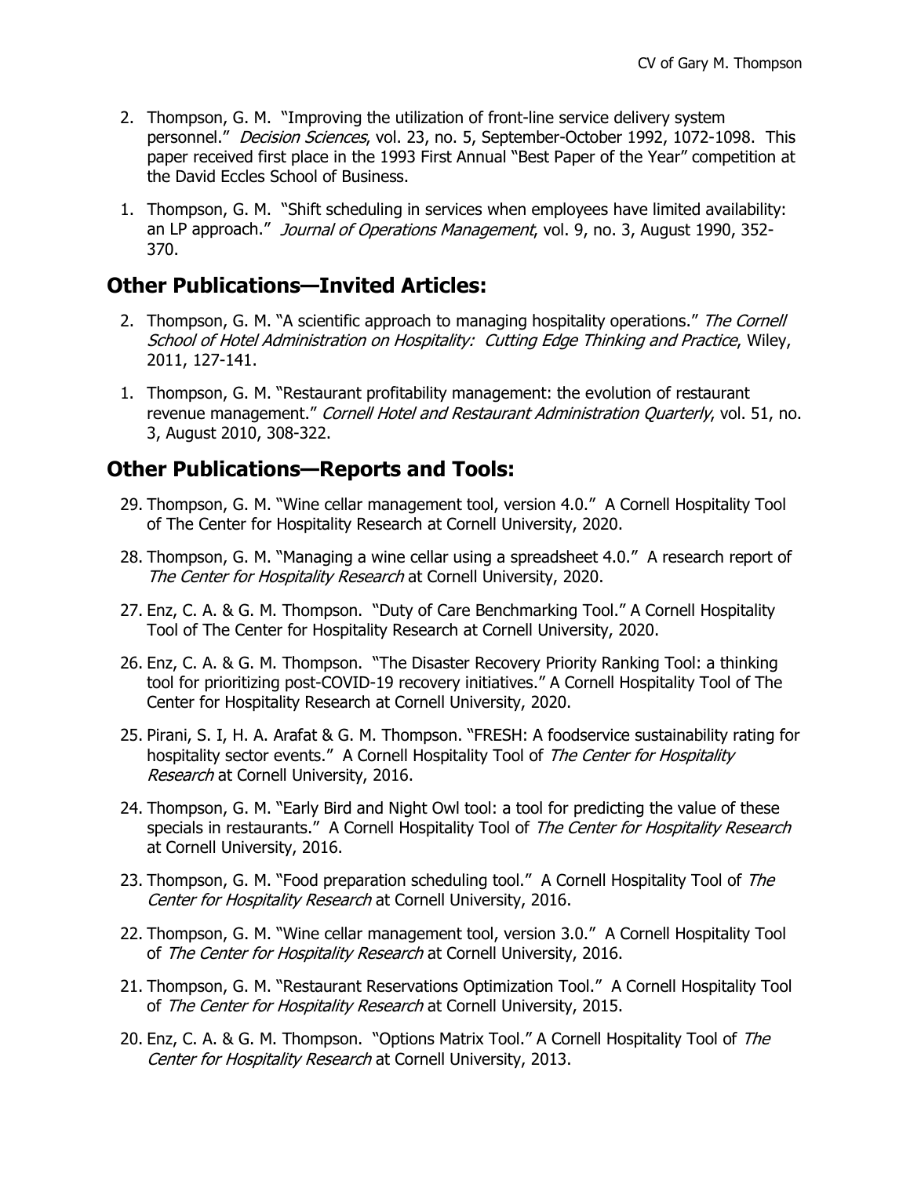2. Thompson, G. M. "Improving the utilization of front-line service delivery system personnel." *Decision Sciences*, vol. 23, no. 5, September-October 1992, 1072-1098. This paper received first place in the 1993 First Annual "Best Paper of the Year" competition at the David Eccles School of Business.

1. Thompson, G. M. "Shift scheduling in services when employees have limited availability: an LP approach." *Journal of Operations Management*, vol. 9, no. 3, August 1990, 352-370.

## Other Publications—Invited Articles:

2. Thompson, G. M. "A scientific approach to managing hospitality operations." *The Cornell School of Hotel Administration on Hospitality: Cutting Edge Thinking and Practice*, Wiley, 2011, 127-141.

1. Thompson, G. M. "Restaurant profitability management: the evolution of restaurant revenue management." *Cornell Hotel and Restaurant Administration Quarterly*, vol. 51, no. 3, August 2010, 308-322.

## Other Publications—Reports and Tools:

29. Thompson, G. M. "Wine cellar management tool, version 4.0." A Cornell Hospitality Tool of The Center for Hospitality Research at Cornell University, 2020.

28. Thompson, G. M. "Managing a wine cellar using a spreadsheet 4.0." A research report of *The Center for Hospitality Research* at Cornell University, 2020.

27. Enz, C. A. & G. M. Thompson. "Duty of Care Benchmarking Tool." A Cornell Hospitality Tool of The Center for Hospitality Research at Cornell University, 2020.

26. Enz, C. A. & G. M. Thompson. "The Disaster Recovery Priority Ranking Tool: a thinking tool for prioritizing post-COVID-19 recovery initiatives." A Cornell Hospitality Tool of The Center for Hospitality Research at Cornell University, 2020.

25. Pirani, S. I, H. A. Arafat & G. M. Thompson. "FRESH: A foodservice sustainability rating for hospitality sector events." A Cornell Hospitality Tool of *The Center for Hospitality Research* at Cornell University, 2016.

24. Thompson, G. M. "Early Bird and Night Owl tool: a tool for predicting the value of these specials in restaurants." A Cornell Hospitality Tool of *The Center for Hospitality Research* at Cornell University, 2016.

23. Thompson, G. M. "Food preparation scheduling tool." A Cornell Hospitality Tool of *The Center for Hospitality Research* at Cornell University, 2016.

22. Thompson, G. M. "Wine cellar management tool, version 3.0." A Cornell Hospitality Tool of *The Center for Hospitality Research* at Cornell University, 2016.

21. Thompson, G. M. "Restaurant Reservations Optimization Tool." A Cornell Hospitality Tool of *The Center for Hospitality Research* at Cornell University, 2015.

20. Enz, C. A. & G. M. Thompson. "Options Matrix Tool." A Cornell Hospitality Tool of *The Center for Hospitality Research* at Cornell University, 2013.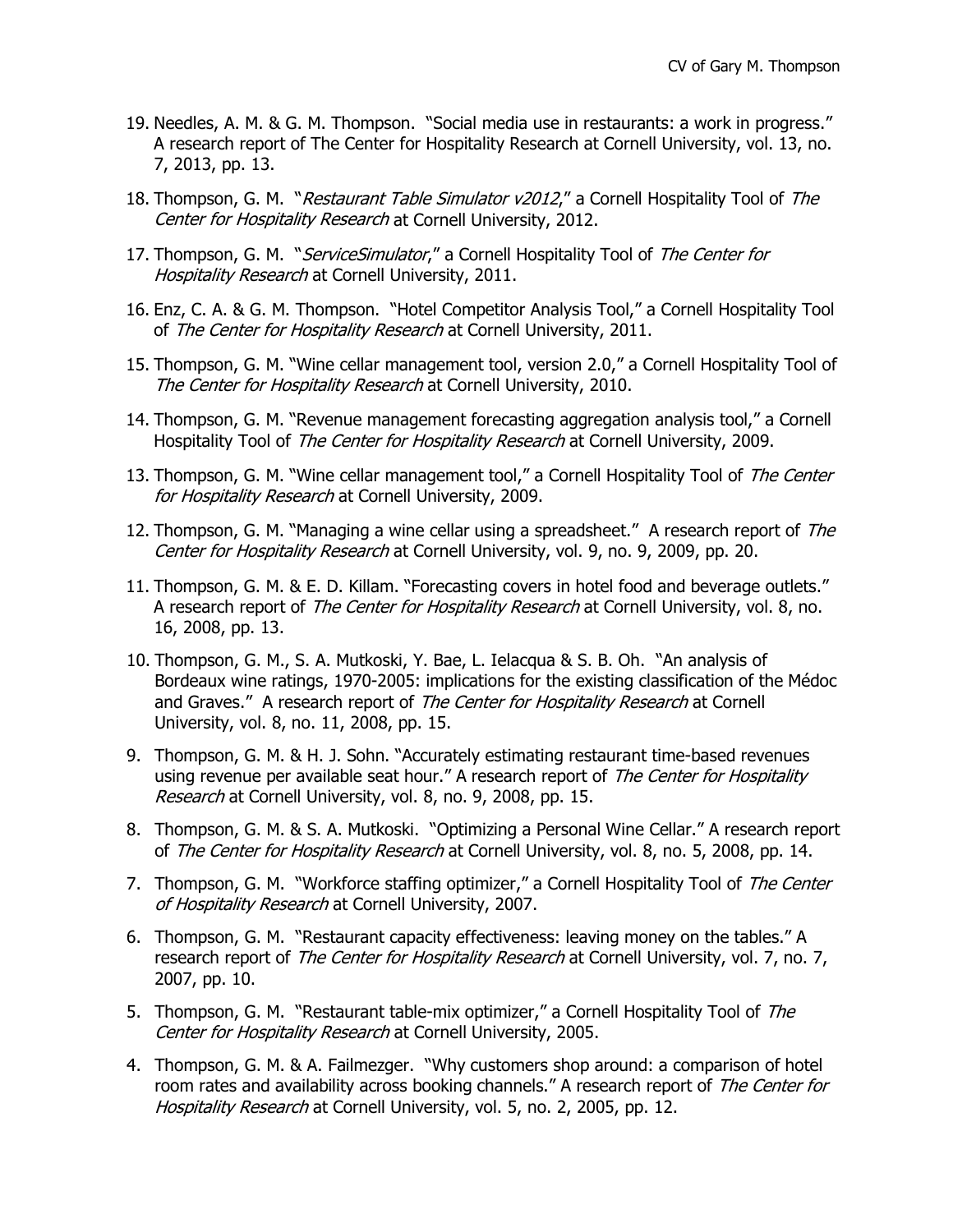19. Needles, A. M. & G. M. Thompson. "Social media use in restaurants: a work in progress." A research report of The Center for Hospitality Research at Cornell University, vol. 13, no. 7, 2013, pp. 13.

18. Thompson, G. M. "*Restaurant Table Simulator v2012*," a Cornell Hospitality Tool of *The Center for Hospitality Research* at Cornell University, 2012.

17. Thompson, G. M. "*ServiceSimulator*," a Cornell Hospitality Tool of *The Center for Hospitality Research* at Cornell University, 2011.

16. Enz, C. A. & G. M. Thompson. "Hotel Competitor Analysis Tool," a Cornell Hospitality Tool of *The Center for Hospitality Research* at Cornell University, 2011.

15. Thompson, G. M. "Wine cellar management tool, version 2.0," a Cornell Hospitality Tool of *The Center for Hospitality Research* at Cornell University, 2010.

14. Thompson, G. M. "Revenue management forecasting aggregation analysis tool," a Cornell Hospitality Tool of *The Center for Hospitality Research* at Cornell University, 2009.

13. Thompson, G. M. "Wine cellar management tool," a Cornell Hospitality Tool of *The Center for Hospitality Research* at Cornell University, 2009.

12. Thompson, G. M. "Managing a wine cellar using a spreadsheet." A research report of *The Center for Hospitality Research* at Cornell University, vol. 9, no. 9, 2009, pp. 20.

11. Thompson, G. M. & E. D. Killam. "Forecasting covers in hotel food and beverage outlets." A research report of *The Center for Hospitality Research* at Cornell University, vol. 8, no. 16, 2008, pp. 13.

10. Thompson, G. M., S. A. Mutkoski, Y. Bae, L. Ielacqua & S. B. Oh. "An analysis of Bordeaux wine ratings, 1970-2005: implications for the existing classification of the Médoc and Graves." A research report of *The Center for Hospitality Research* at Cornell University, vol. 8, no. 11, 2008, pp. 15.

9. Thompson, G. M. & H. J. Sohn. "Accurately estimating restaurant time-based revenues using revenue per available seat hour." A research report of *The Center for Hospitality Research* at Cornell University, vol. 8, no. 9, 2008, pp. 15.

8. Thompson, G. M. & S. A. Mutkoski. "Optimizing a Personal Wine Cellar." A research report of *The Center for Hospitality Research* at Cornell University, vol. 8, no. 5, 2008, pp. 14.

7. Thompson, G. M. "Workforce staffing optimizer," a Cornell Hospitality Tool of *The Center of Hospitality Research* at Cornell University, 2007.

6. Thompson, G. M. "Restaurant capacity effectiveness: leaving money on the tables." A research report of *The Center for Hospitality Research* at Cornell University, vol. 7, no. 7, 2007, pp. 10.

5. Thompson, G. M. "Restaurant table-mix optimizer," a Cornell Hospitality Tool of *The Center for Hospitality Research* at Cornell University, 2005.

4. Thompson, G. M. & A. Failmezger. "Why customers shop around: a comparison of hotel room rates and availability across booking channels." A research report of *The Center for Hospitality Research* at Cornell University, vol. 5, no. 2, 2005, pp. 12.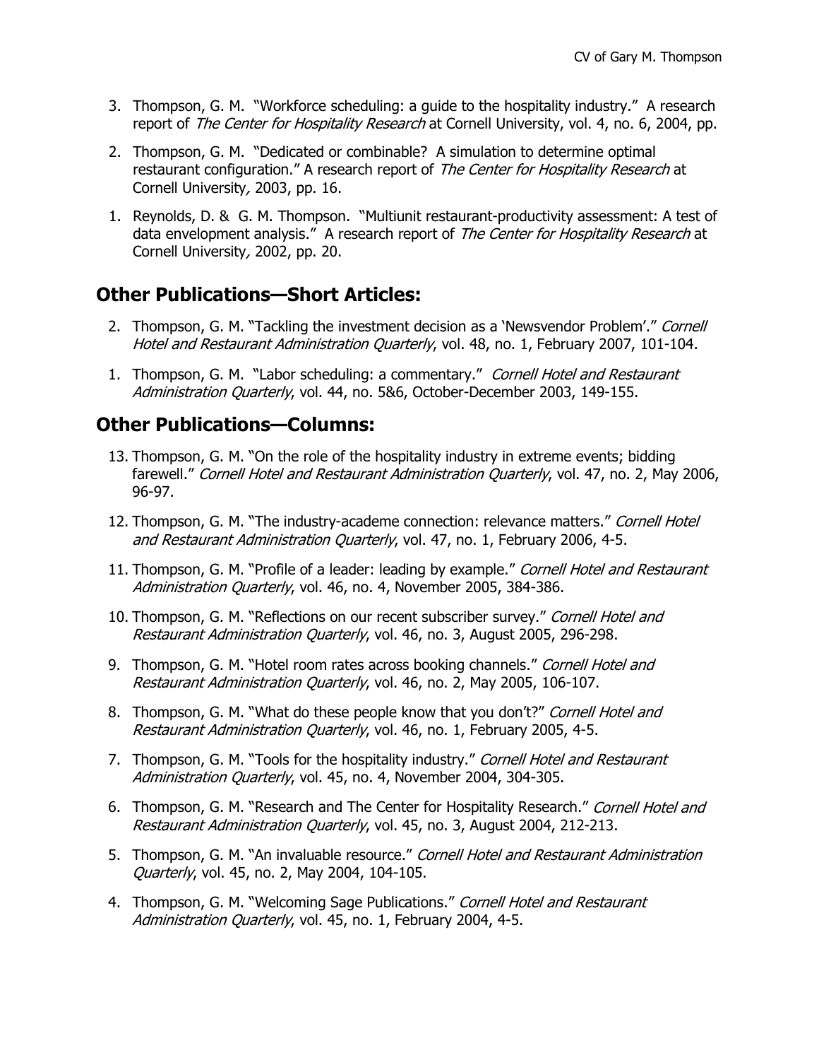3. Thompson, G. M. "Workforce scheduling: a guide to the hospitality industry." A research report of *The Center for Hospitality Research* at Cornell University, vol. 4, no. 6, 2004, pp.

2. Thompson, G. M. "Dedicated or combinable? A simulation to determine optimal restaurant configuration." A research report of *The Center for Hospitality Research* at Cornell University*,* 2003, pp. 16.

1. Reynolds, D. & G. M. Thompson. "Multiunit restaurant-productivity assessment: A test of data envelopment analysis." A research report of *The Center for Hospitality Research* at Cornell University*,* 2002, pp. 20.

## Other Publications—Short Articles:

2. Thompson, G. M. "Tackling the investment decision as a 'Newsvendor Problem'." *Cornell Hotel and Restaurant Administration Quarterly*, vol. 48, no. 1, February 2007, 101-104.

1. Thompson, G. M. "Labor scheduling: a commentary." *Cornell Hotel and Restaurant Administration Quarterly*, vol. 44, no. 5&6, October-December 2003, 149-155.

## Other Publications—Columns:

13. Thompson, G. M. "On the role of the hospitality industry in extreme events; bidding farewell." *Cornell Hotel and Restaurant Administration Quarterly*, vol. 47, no. 2, May 2006, 96-97.

12. Thompson, G. M. "The industry-academe connection: relevance matters." *Cornell Hotel and Restaurant Administration Quarterly*, vol. 47, no. 1, February 2006, 4-5.

11. Thompson, G. M. "Profile of a leader: leading by example." *Cornell Hotel and Restaurant Administration Quarterly*, vol. 46, no. 4, November 2005, 384-386.

10. Thompson, G. M. "Reflections on our recent subscriber survey." *Cornell Hotel and Restaurant Administration Quarterly*, vol. 46, no. 3, August 2005, 296-298.

9. Thompson, G. M. "Hotel room rates across booking channels." *Cornell Hotel and Restaurant Administration Quarterly*, vol. 46, no. 2, May 2005, 106-107.

8. Thompson, G. M. "What do these people know that you don't?" *Cornell Hotel and Restaurant Administration Quarterly*, vol. 46, no. 1, February 2005, 4-5.

7. Thompson, G. M. "Tools for the hospitality industry." *Cornell Hotel and Restaurant Administration Quarterly*, vol. 45, no. 4, November 2004, 304-305.

6. Thompson, G. M. "Research and The Center for Hospitality Research." *Cornell Hotel and Restaurant Administration Quarterly*, vol. 45, no. 3, August 2004, 212-213.

5. Thompson, G. M. "An invaluable resource." *Cornell Hotel and Restaurant Administration Quarterly*, vol. 45, no. 2, May 2004, 104-105.

4. Thompson, G. M. "Welcoming Sage Publications." *Cornell Hotel and Restaurant Administration Quarterly*, vol. 45, no. 1, February 2004, 4-5.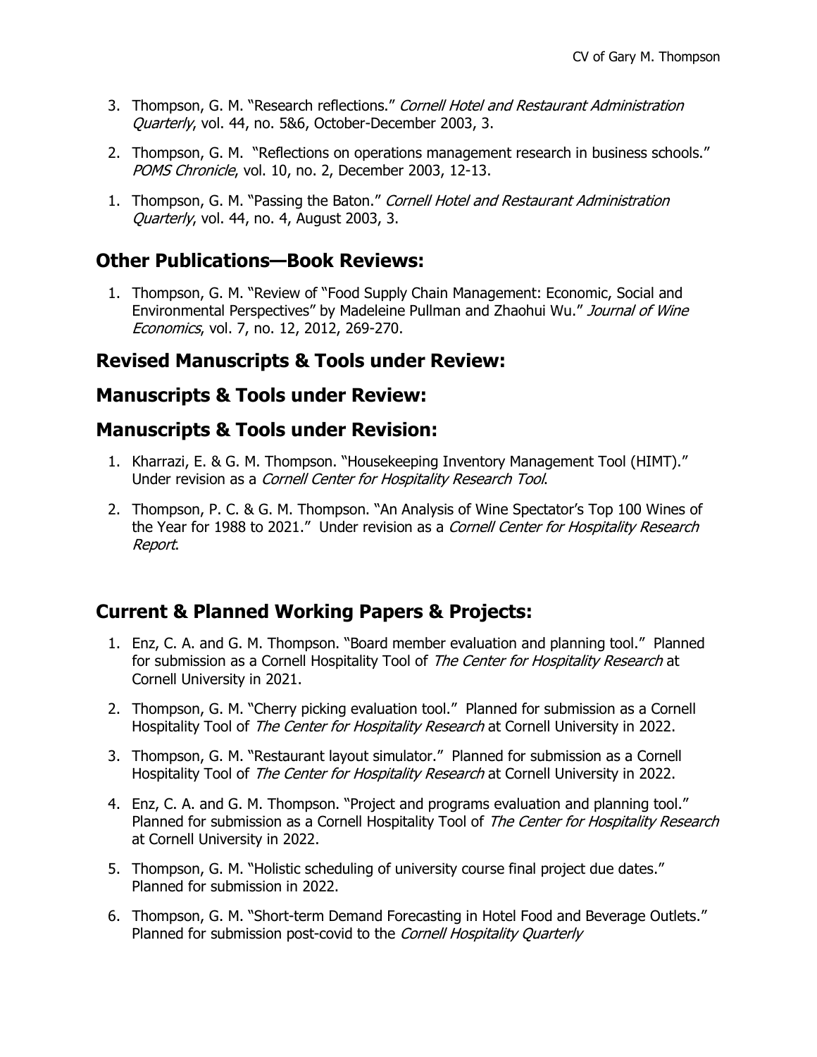3. Thompson, G. M. "Research reflections." *Cornell Hotel and Restaurant Administration Quarterly*, vol. 44, no. 5&6, October-December 2003, 3.

2. Thompson, G. M. "Reflections on operations management research in business schools." *POMS Chronicle*, vol. 10, no. 2, December 2003, 12-13.

1. Thompson, G. M. "Passing the Baton." *Cornell Hotel and Restaurant Administration Quarterly*, vol. 44, no. 4, August 2003, 3.

## Other Publications—Book Reviews:

1. Thompson, G. M. "Review of "Food Supply Chain Management: Economic, Social and Environmental Perspectives" by Madeleine Pullman and Zhaohui Wu." *Journal of Wine Economics*, vol. 7, no. 12, 2012, 269-270.

## Revised Manuscripts & Tools under Review:

## Manuscripts & Tools under Review:

## Manuscripts & Tools under Revision:

1. Kharrazi, E. & G. M. Thompson. "Housekeeping Inventory Management Tool (HIMT)." Under revision as a *Cornell Center for Hospitality Research Tool*.
2. Thompson, P. C. & G. M. Thompson. "An Analysis of Wine Spectator's Top 100 Wines of the Year for 1988 to 2021." Under revision as a *Cornell Center for Hospitality Research Report*.

## Current & Planned Working Papers & Projects:

1. Enz, C. A. and G. M. Thompson. "Board member evaluation and planning tool." Planned for submission as a Cornell Hospitality Tool of *The Center for Hospitality Research* at Cornell University in 2021.
2. Thompson, G. M. "Cherry picking evaluation tool." Planned for submission as a Cornell Hospitality Tool of *The Center for Hospitality Research* at Cornell University in 2022.
3. Thompson, G. M. "Restaurant layout simulator." Planned for submission as a Cornell Hospitality Tool of *The Center for Hospitality Research* at Cornell University in 2022.
4. Enz, C. A. and G. M. Thompson. "Project and programs evaluation and planning tool." Planned for submission as a Cornell Hospitality Tool of *The Center for Hospitality Research* at Cornell University in 2022.
5. Thompson, G. M. "Holistic scheduling of university course final project due dates." Planned for submission in 2022.
6. Thompson, G. M. "Short-term Demand Forecasting in Hotel Food and Beverage Outlets." Planned for submission post-covid to the *Cornell Hospitality Quarterly*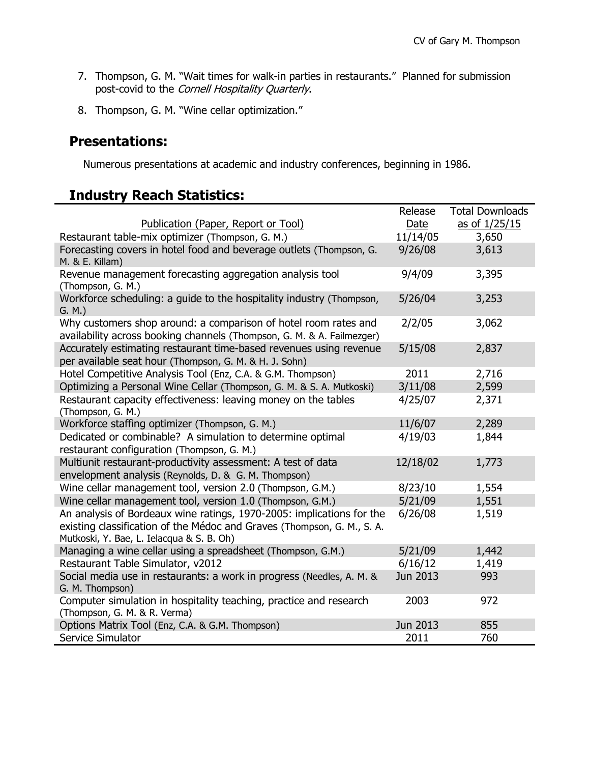7. Thompson, G. M. "Wait times for walk-in parties in restaurants." Planned for submission post-covid to the *Cornell Hospitality Quarterly*.

8. Thompson, G. M. "Wine cellar optimization."

## Presentations:

Numerous presentations at academic and industry conferences, beginning in 1986.

## Industry Reach Statistics:

| Publication (Paper, Report or Tool) | Release Date | Total Downloads as of 1/25/15 |
|---|---|---|
| Restaurant table-mix optimizer (Thompson, G. M.) | 11/14/05 | 3,650 |
| Forecasting covers in hotel food and beverage outlets (Thompson, G. M. & E. Killam) | 9/26/08 | 3,613 |
| Revenue management forecasting aggregation analysis tool (Thompson, G. M.) | 9/4/09 | 3,395 |
| Workforce scheduling: a guide to the hospitality industry (Thompson, G. M.) | 5/26/04 | 3,253 |
| Why customers shop around: a comparison of hotel room rates and availability across booking channels (Thompson, G. M. & A. Failmezger) | 2/2/05 | 3,062 |
| Accurately estimating restaurant time-based revenues using revenue per available seat hour (Thompson, G. M. & H. J. Sohn) | 5/15/08 | 2,837 |
| Hotel Competitive Analysis Tool (Enz, C.A. & G.M. Thompson) | 2011 | 2,716 |
| Optimizing a Personal Wine Cellar (Thompson, G. M. & S. A. Mutkoski) | 3/11/08 | 2,599 |
| Restaurant capacity effectiveness: leaving money on the tables (Thompson, G. M.) | 4/25/07 | 2,371 |
| Workforce staffing optimizer (Thompson, G. M.) | 11/6/07 | 2,289 |
| Dedicated or combinable? A simulation to determine optimal restaurant configuration (Thompson, G. M.) | 4/19/03 | 1,844 |
| Multiunit restaurant-productivity assessment: A test of data envelopment analysis (Reynolds, D. & G. M. Thompson) | 12/18/02 | 1,773 |
| Wine cellar management tool, version 2.0 (Thompson, G.M.) | 8/23/10 | 1,554 |
| Wine cellar management tool, version 1.0 (Thompson, G.M.) | 5/21/09 | 1,551 |
| An analysis of Bordeaux wine ratings, 1970-2005: implications for the existing classification of the Médoc and Graves (Thompson, G. M., S. A. Mutkoski, Y. Bae, L. Ielacqua & S. B. Oh) | 6/26/08 | 1,519 |
| Managing a wine cellar using a spreadsheet (Thompson, G.M.) | 5/21/09 | 1,442 |
| Restaurant Table Simulator, v2012 | 6/16/12 | 1,419 |
| Social media use in restaurants: a work in progress (Needles, A. M. & G. M. Thompson) | Jun 2013 | 993 |
| Computer simulation in hospitality teaching, practice and research (Thompson, G. M. & R. Verma) | 2003 | 972 |
| Options Matrix Tool (Enz, C.A. & G.M. Thompson) | Jun 2013 | 855 |
| Service Simulator | 2011 | 760 |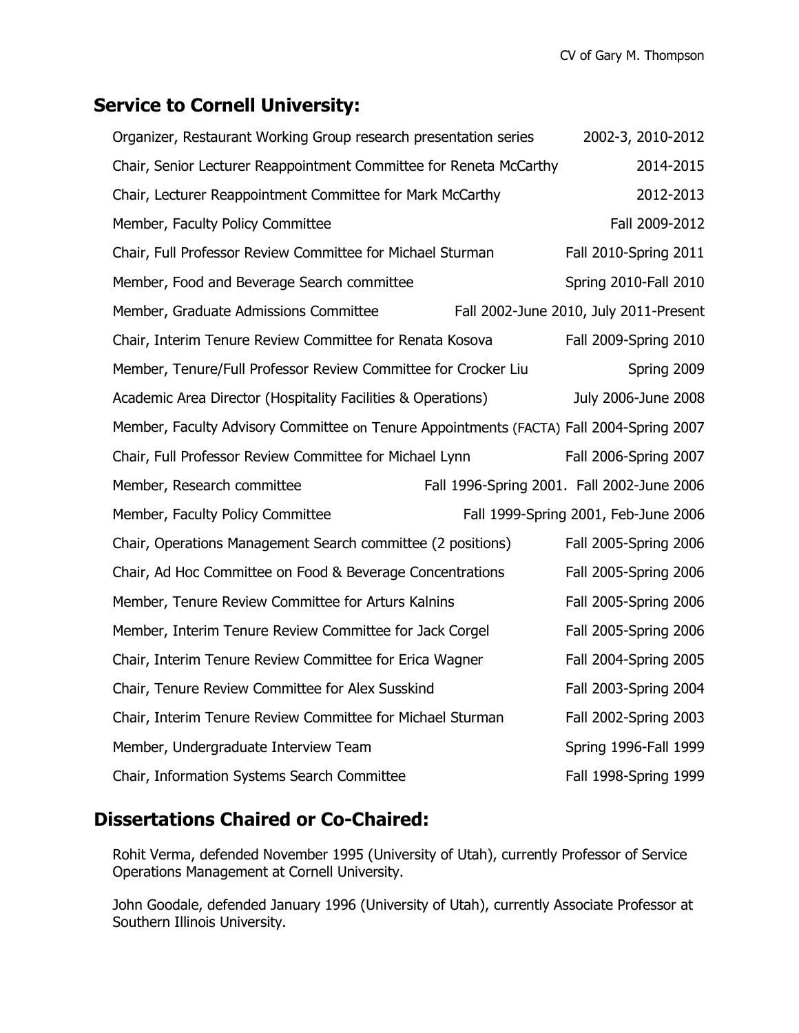## Service to Cornell University:

| | |
|---|---|
| Organizer, Restaurant Working Group research presentation series | 2002-3, 2010-2012 |
| Chair, Senior Lecturer Reappointment Committee for Reneta McCarthy | 2014-2015 |
| Chair, Lecturer Reappointment Committee for Mark McCarthy | 2012-2013 |
| Member, Faculty Policy Committee | Fall 2009-2012 |
| Chair, Full Professor Review Committee for Michael Sturman | Fall 2010-Spring 2011 |
| Member, Food and Beverage Search committee | Spring 2010-Fall 2010 |
| Member, Graduate Admissions Committee | Fall 2002-June 2010, July 2011-Present |
| Chair, Interim Tenure Review Committee for Renata Kosova | Fall 2009-Spring 2010 |
| Member, Tenure/Full Professor Review Committee for Crocker Liu | Spring 2009 |
| Academic Area Director (Hospitality Facilities & Operations) | July 2006-June 2008 |
| Member, Faculty Advisory Committee on Tenure Appointments (FACTA) | Fall 2004-Spring 2007 |
| Chair, Full Professor Review Committee for Michael Lynn | Fall 2006-Spring 2007 |
| Member, Research committee | Fall 1996-Spring 2001. Fall 2002-June 2006 |
| Member, Faculty Policy Committee | Fall 1999-Spring 2001, Feb-June 2006 |
| Chair, Operations Management Search committee (2 positions) | Fall 2005-Spring 2006 |
| Chair, Ad Hoc Committee on Food & Beverage Concentrations | Fall 2005-Spring 2006 |
| Member, Tenure Review Committee for Arturs Kalnins | Fall 2005-Spring 2006 |
| Member, Interim Tenure Review Committee for Jack Corgel | Fall 2005-Spring 2006 |
| Chair, Interim Tenure Review Committee for Erica Wagner | Fall 2004-Spring 2005 |
| Chair, Tenure Review Committee for Alex Susskind | Fall 2003-Spring 2004 |
| Chair, Interim Tenure Review Committee for Michael Sturman | Fall 2002-Spring 2003 |
| Member, Undergraduate Interview Team | Spring 1996-Fall 1999 |
| Chair, Information Systems Search Committee | Fall 1998-Spring 1999 |

## Dissertations Chaired or Co-Chaired:

Rohit Verma, defended November 1995 (University of Utah), currently Professor of Service Operations Management at Cornell University.

John Goodale, defended January 1996 (University of Utah), currently Associate Professor at Southern Illinois University.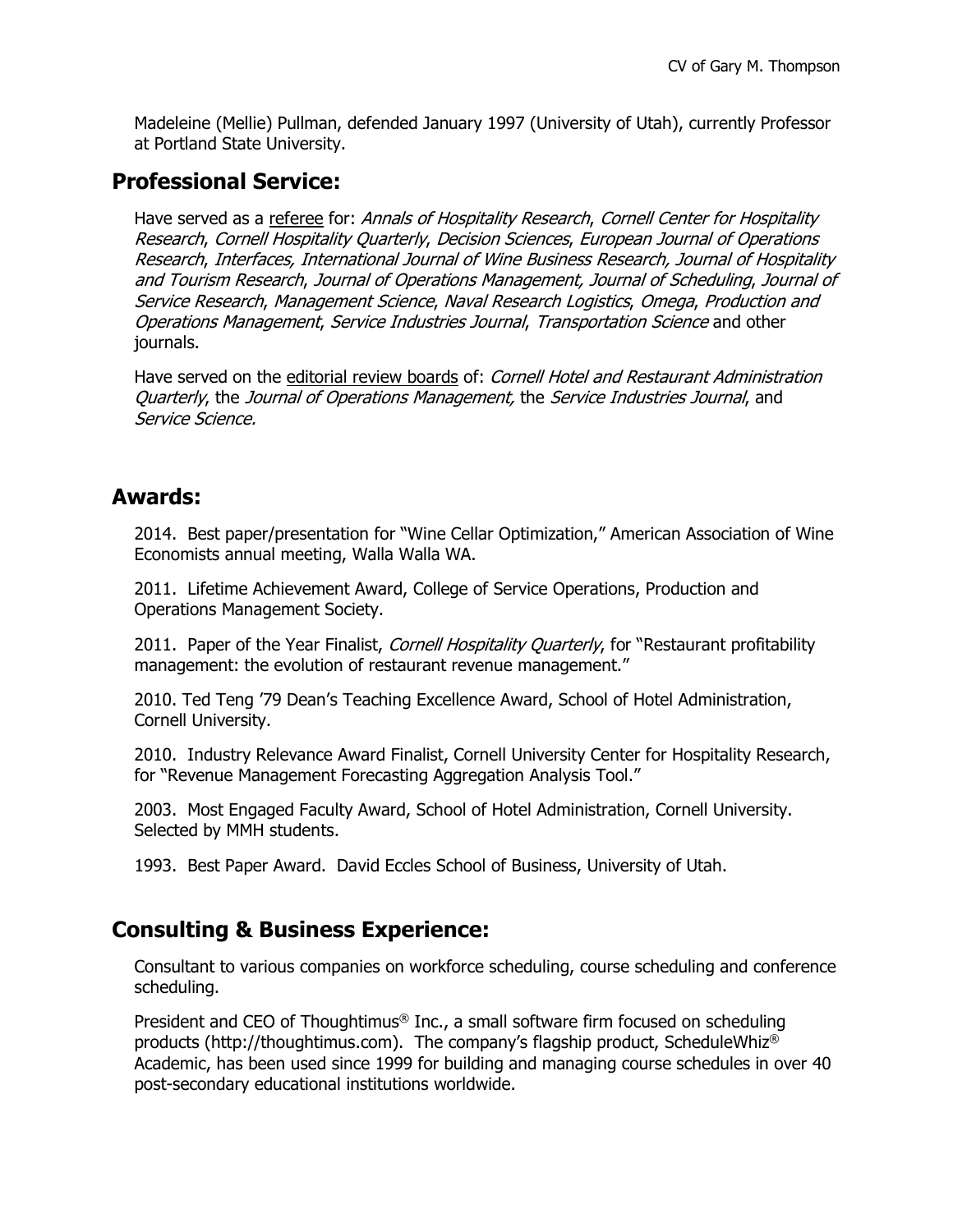Madeleine (Mellie) Pullman, defended January 1997 (University of Utah), currently Professor at Portland State University.

## Professional Service:

Have served as a referee for: *Annals of Hospitality Research*, *Cornell Center for Hospitality Research*, *Cornell Hospitality Quarterly*, *Decision Sciences*, *European Journal of Operations Research*, *Interfaces, International Journal of Wine Business Research, Journal of Hospitality and Tourism Research*, *Journal of Operations Management, Journal of Scheduling*, *Journal of Service Research*, *Management Science*, *Naval Research Logistics*, *Omega*, *Production and Operations Management*, *Service Industries Journal*, *Transportation Science* and other journals.

Have served on the editorial review boards of: *Cornell Hotel and Restaurant Administration Quarterly*, the *Journal of Operations Management,* the *Service Industries Journal*, and *Service Science.*

## Awards:

2014. Best paper/presentation for "Wine Cellar Optimization," American Association of Wine Economists annual meeting, Walla Walla WA.

2011. Lifetime Achievement Award, College of Service Operations, Production and Operations Management Society.

2011. Paper of the Year Finalist, *Cornell Hospitality Quarterly*, for "Restaurant profitability management: the evolution of restaurant revenue management."

2010. Ted Teng '79 Dean's Teaching Excellence Award, School of Hotel Administration, Cornell University.

2010. Industry Relevance Award Finalist, Cornell University Center for Hospitality Research, for "Revenue Management Forecasting Aggregation Analysis Tool."

2003. Most Engaged Faculty Award, School of Hotel Administration, Cornell University. Selected by MMH students.

1993. Best Paper Award. David Eccles School of Business, University of Utah.

## Consulting & Business Experience:

Consultant to various companies on workforce scheduling, course scheduling and conference scheduling.

President and CEO of Thoughtimus® Inc., a small software firm focused on scheduling products (http://thoughtimus.com). The company's flagship product, ScheduleWhiz® Academic, has been used since 1999 for building and managing course schedules in over 40 post-secondary educational institutions worldwide.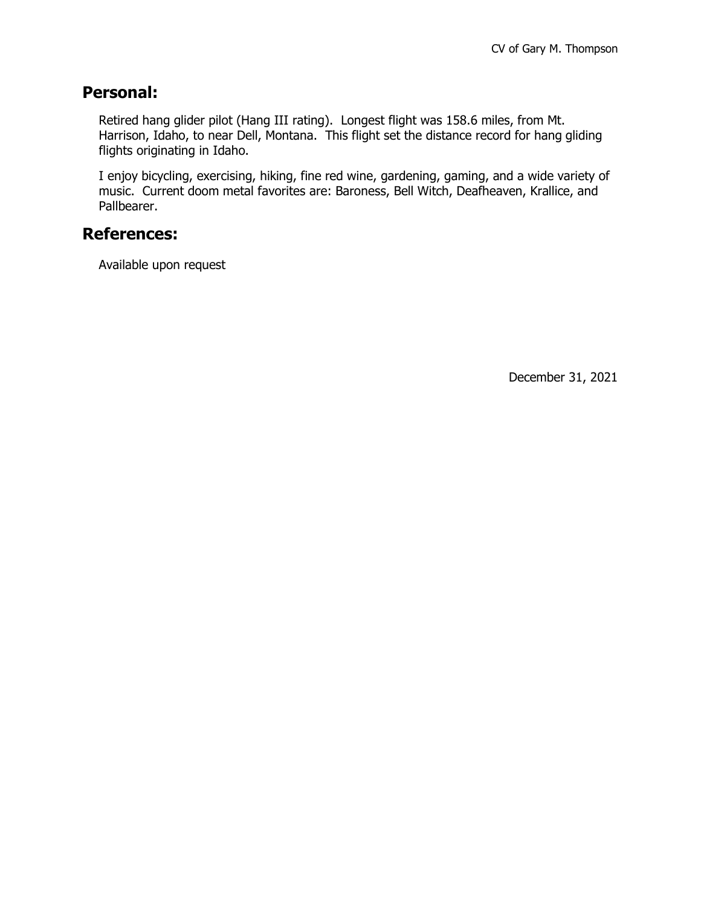## Personal:

Retired hang glider pilot (Hang III rating). Longest flight was 158.6 miles, from Mt. Harrison, Idaho, to near Dell, Montana. This flight set the distance record for hang gliding flights originating in Idaho.

I enjoy bicycling, exercising, hiking, fine red wine, gardening, gaming, and a wide variety of music. Current doom metal favorites are: Baroness, Bell Witch, Deafheaven, Krallice, and Pallbearer.

## References:

Available upon request

December 31, 2021